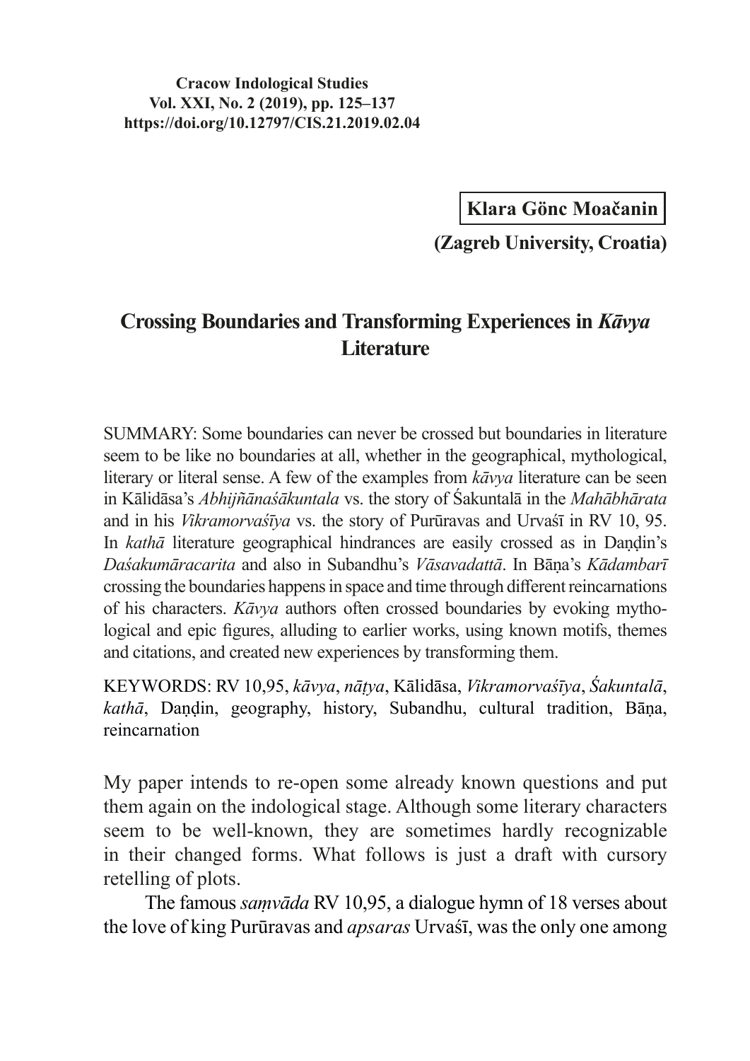**Cracow Indological Studies**
**Vol. XXI, No. 2 (2019), pp. 125–137**
**https://doi.org/10.12797/CIS.21.2019.02.04**

**Klara Gönc Moačanin**
**(Zagreb University, Croatia)**

# Crossing Boundaries and Transforming Experiences in *Kāvya* Literature

SUMMARY: Some boundaries can never be crossed but boundaries in literature seem to be like no boundaries at all, whether in the geographical, mythological, literary or literal sense. A few of the examples from *kāvya* literature can be seen in Kālidāsa's *Abhijñānaśākuntala* vs. the story of Śakuntalā in the *Mahābhārata* and in his *Vikramorvaśīya* vs. the story of Purūravas and Urvaśī in RV 10, 95. In *kathā* literature geographical hindrances are easily crossed as in Daṇḍin's *Daśakumāracarita* and also in Subandhu's *Vāsavadattā*. In Bāṇa's *Kādambarī* crossing the boundaries happens in space and time through different reincarnations of his characters. *Kāvya* authors often crossed boundaries by evoking mythological and epic figures, alluding to earlier works, using known motifs, themes and citations, and created new experiences by transforming them.

KEYWORDS: RV 10,95, *kāvya*, *nāṭya*, Kālidāsa, *Vikramorvaśīya*, *Śakuntalā*, *kathā*, Daṇḍin, geography, history, Subandhu, cultural tradition, Bāṇa, reincarnation

My paper intends to re-open some already known questions and put them again on the indological stage. Although some literary characters seem to be well-known, they are sometimes hardly recognizable in their changed forms. What follows is just a draft with cursory retelling of plots.

The famous *saṃvāda* RV 10,95, a dialogue hymn of 18 verses about the love of king Purūravas and *apsaras* Urvaśī, was the only one among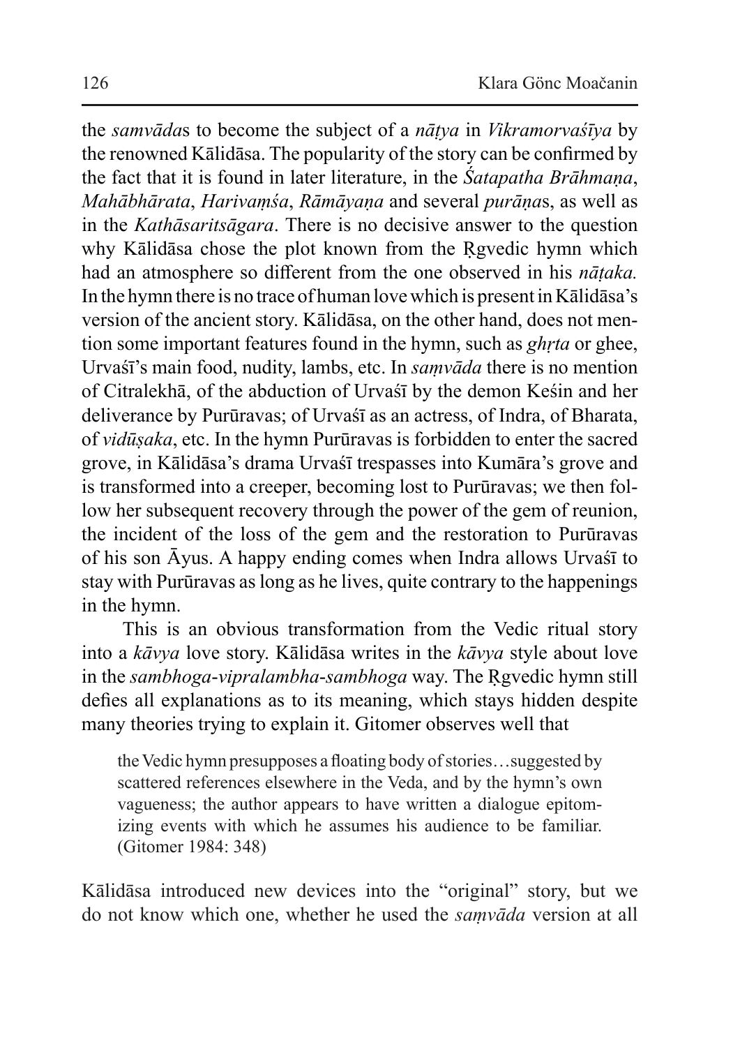the *samvāda*s to become the subject of a *nāṭya* in *Vikramorvaśīya* by the renowned Kālidāsa. The popularity of the story can be confirmed by the fact that it is found in later literature, in the *Śatapatha Brāhmaṇa*, *Mahābhārata*, *Harivaṃśa*, *Rāmāyaṇa* and several *purāṇa*s, as well as in the *Kathāsaritsāgara*. There is no decisive answer to the question why Kālidāsa chose the plot known from the Ṛgvedic hymn which had an atmosphere so different from the one observed in his *nāṭaka.* In the hymn there is no trace of human love which is present in Kālidāsa's version of the ancient story. Kālidāsa, on the other hand, does not mention some important features found in the hymn, such as *ghṛta* or ghee, Urvaśī's main food, nudity, lambs, etc. In *saṃvāda* there is no mention of Citralekhā, of the abduction of Urvaśī by the demon Keśin and her deliverance by Purūravas; of Urvaśī as an actress, of Indra, of Bharata, of *vidūṣaka*, etc. In the hymn Purūravas is forbidden to enter the sacred grove, in Kālidāsa's drama Urvaśī trespasses into Kumāra's grove and is transformed into a creeper, becoming lost to Purūravas; we then follow her subsequent recovery through the power of the gem of reunion, the incident of the loss of the gem and the restoration to Purūravas of his son Āyus. A happy ending comes when Indra allows Urvaśī to stay with Purūravas as long as he lives, quite contrary to the happenings in the hymn.

This is an obvious transformation from the Vedic ritual story into a *kāvya* love story. Kālidāsa writes in the *kāvya* style about love in the *sambhoga*-*vipralambha*-*sambhoga* way. The Ṛgvedic hymn still defies all explanations as to its meaning, which stays hidden despite many theories trying to explain it. Gitomer observes well that

> the Vedic hymn presupposes a floating body of stories…suggested by scattered references elsewhere in the Veda, and by the hymn's own vagueness; the author appears to have written a dialogue epitomizing events with which he assumes his audience to be familiar. (Gitomer 1984: 348)

Kālidāsa introduced new devices into the "original" story, but we do not know which one, whether he used the *saṃvāda* version at all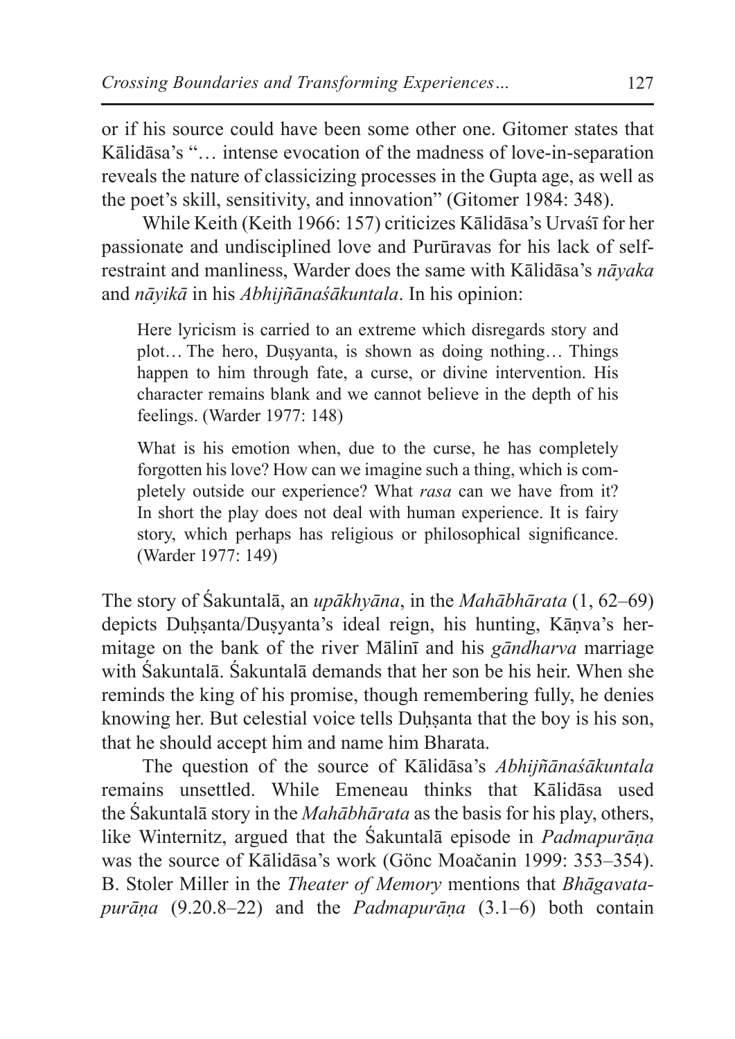or if his source could have been some other one. Gitomer states that Kālidāsa's "… intense evocation of the madness of love-in-separation reveals the nature of classicizing processes in the Gupta age, as well as the poet's skill, sensitivity, and innovation" (Gitomer 1984: 348).

While Keith (Keith 1966: 157) criticizes Kālidāsa's Urvaśī for her passionate and undisciplined love and Purūravas for his lack of self-restraint and manliness, Warder does the same with Kālidāsa's *nāyaka* and *nāyikā* in his *Abhijñānaśākuntala*. In his opinion:

> Here lyricism is carried to an extreme which disregards story and plot… The hero, Duṣyanta, is shown as doing nothing… Things happen to him through fate, a curse, or divine intervention. His character remains blank and we cannot believe in the depth of his feelings. (Warder 1977: 148)

> What is his emotion when, due to the curse, he has completely forgotten his love? How can we imagine such a thing, which is completely outside our experience? What *rasa* can we have from it? In short the play does not deal with human experience. It is fairy story, which perhaps has religious or philosophical significance. (Warder 1977: 149)

The story of Śakuntalā, an *upākhyāna*, in the *Mahābhārata* (1, 62–69) depicts Duḥṣanta/Duṣyanta's ideal reign, his hunting, Kāṇva's hermitage on the bank of the river Mālinī and his *gāndharva* marriage with Śakuntalā. Śakuntalā demands that her son be his heir. When she reminds the king of his promise, though remembering fully, he denies knowing her. But celestial voice tells Duḥṣanta that the boy is his son, that he should accept him and name him Bharata.

The question of the source of Kālidāsa's *Abhijñānaśākuntala* remains unsettled. While Emeneau thinks that Kālidāsa used the Śakuntalā story in the *Mahābhārata* as the basis for his play, others, like Winternitz, argued that the Śakuntalā episode in *Padmapurāṇa* was the source of Kālidāsa's work (Gönc Moačanin 1999: 353–354). B. Stoler Miller in the *Theater of Memory* mentions that *Bhāgavata-purāṇa* (9.20.8–22) and the *Padmapurāṇa* (3.1–6) both contain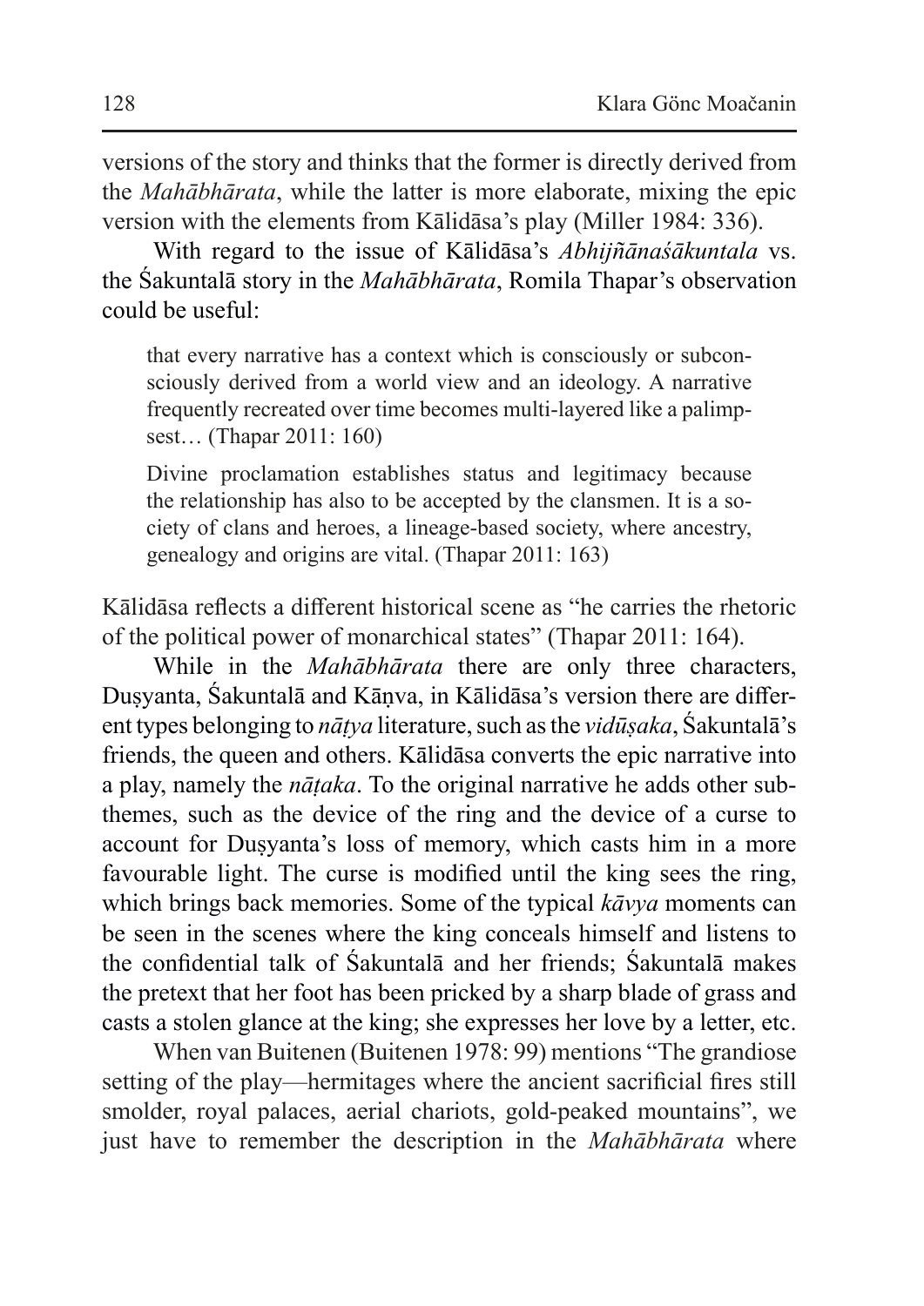versions of the story and thinks that the former is directly derived from the *Mahābhārata*, while the latter is more elaborate, mixing the epic version with the elements from Kālidāsa's play (Miller 1984: 336).

With regard to the issue of Kālidāsa's *Abhijñānaśākuntala* vs. the Śakuntalā story in the *Mahābhārata*, Romila Thapar's observation could be useful:

> that every narrative has a context which is consciously or subconsciously derived from a world view and an ideology. A narrative frequently recreated over time becomes multi-layered like a palimpsest… (Thapar 2011: 160)

> Divine proclamation establishes status and legitimacy because the relationship has also to be accepted by the clansmen. It is a society of clans and heroes, a lineage-based society, where ancestry, genealogy and origins are vital. (Thapar 2011: 163)

Kālidāsa reflects a different historical scene as "he carries the rhetoric of the political power of monarchical states" (Thapar 2011: 164).

While in the *Mahābhārata* there are only three characters, Duṣyanta, Śakuntalā and Kāṇva, in Kālidāsa's version there are different types belonging to *nāṭya* literature, such as the *vidūṣaka*, Śakuntalā's friends, the queen and others. Kālidāsa converts the epic narrative into a play, namely the *nāṭaka*. To the original narrative he adds other subthemes, such as the device of the ring and the device of a curse to account for Duṣyanta's loss of memory, which casts him in a more favourable light. The curse is modified until the king sees the ring, which brings back memories. Some of the typical *kāvya* moments can be seen in the scenes where the king conceals himself and listens to the confidential talk of Śakuntalā and her friends; Śakuntalā makes the pretext that her foot has been pricked by a sharp blade of grass and casts a stolen glance at the king; she expresses her love by a letter, etc.

When van Buitenen (Buitenen 1978: 99) mentions "The grandiose setting of the play—hermitages where the ancient sacrificial fires still smolder, royal palaces, aerial chariots, gold-peaked mountains", we just have to remember the description in the *Mahābhārata* where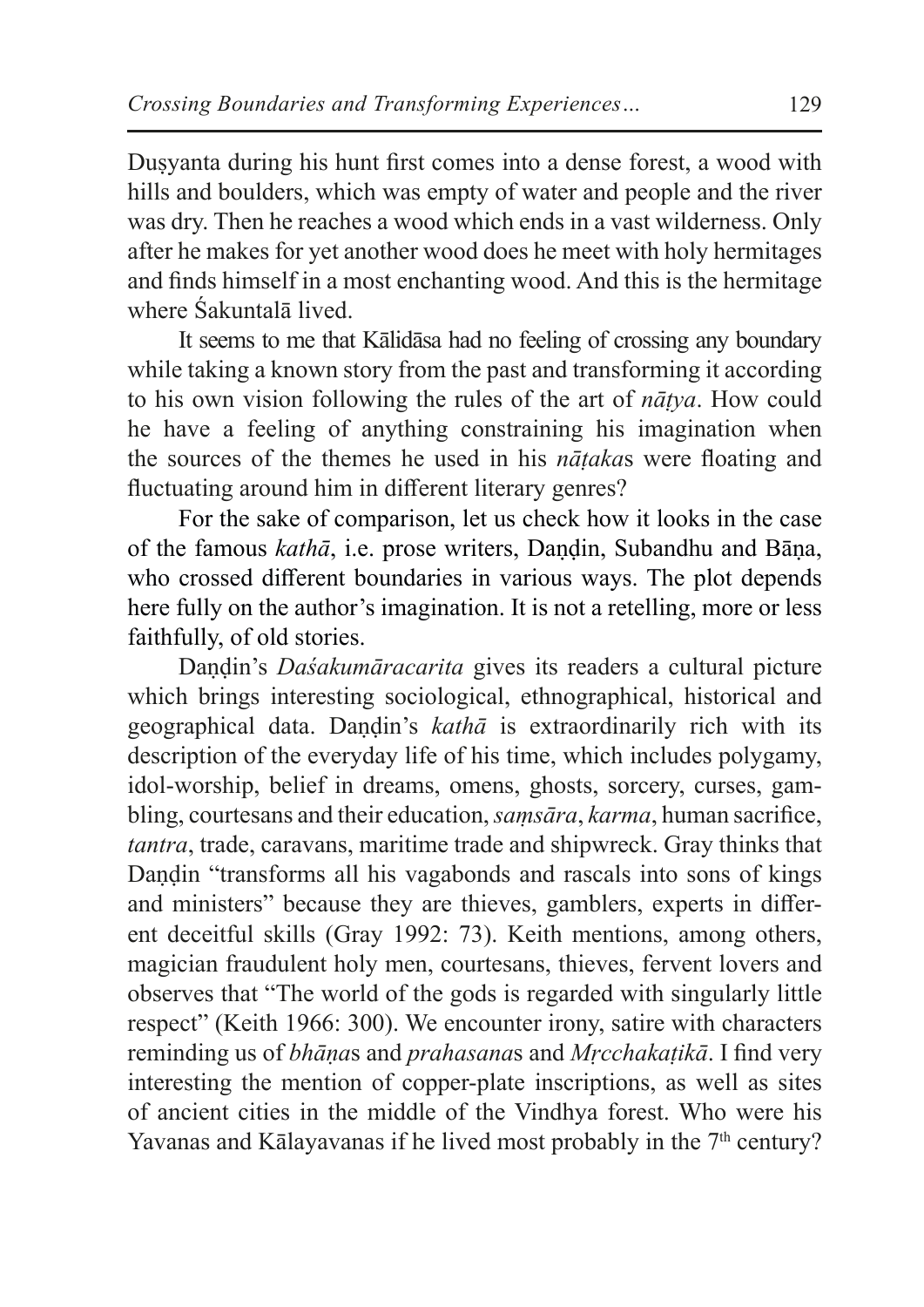Duṣyanta during his hunt first comes into a dense forest, a wood with hills and boulders, which was empty of water and people and the river was dry. Then he reaches a wood which ends in a vast wilderness. Only after he makes for yet another wood does he meet with holy hermitages and finds himself in a most enchanting wood. And this is the hermitage where Śakuntalā lived.

It seems to me that Kālidāsa had no feeling of crossing any boundary while taking a known story from the past and transforming it according to his own vision following the rules of the art of *nāṭya*. How could he have a feeling of anything constraining his imagination when the sources of the themes he used in his *nāṭaka*s were floating and fluctuating around him in different literary genres?

For the sake of comparison, let us check how it looks in the case of the famous *kathā*, i.e. prose writers, Daṇḍin, Subandhu and Bāṇa, who crossed different boundaries in various ways. The plot depends here fully on the author's imagination. It is not a retelling, more or less faithfully, of old stories.

Daṇḍin's *Daśakumāracarita* gives its readers a cultural picture which brings interesting sociological, ethnographical, historical and geographical data. Daṇḍin's *kathā* is extraordinarily rich with its description of the everyday life of his time, which includes polygamy, idol-worship, belief in dreams, omens, ghosts, sorcery, curses, gambling, courtesans and their education, *saṃsāra*, *karma*, human sacrifice, *tantra*, trade, caravans, maritime trade and shipwreck. Gray thinks that Daṇḍin "transforms all his vagabonds and rascals into sons of kings and ministers" because they are thieves, gamblers, experts in different deceitful skills (Gray 1992: 73). Keith mentions, among others, magician fraudulent holy men, courtesans, thieves, fervent lovers and observes that "The world of the gods is regarded with singularly little respect" (Keith 1966: 300). We encounter irony, satire with characters reminding us of *bhāṇa*s and *prahasana*s and *Mṛcchakaṭikā*. I find very interesting the mention of copper-plate inscriptions, as well as sites of ancient cities in the middle of the Vindhya forest. Who were his Yavanas and Kālayavanas if he lived most probably in the 7th century?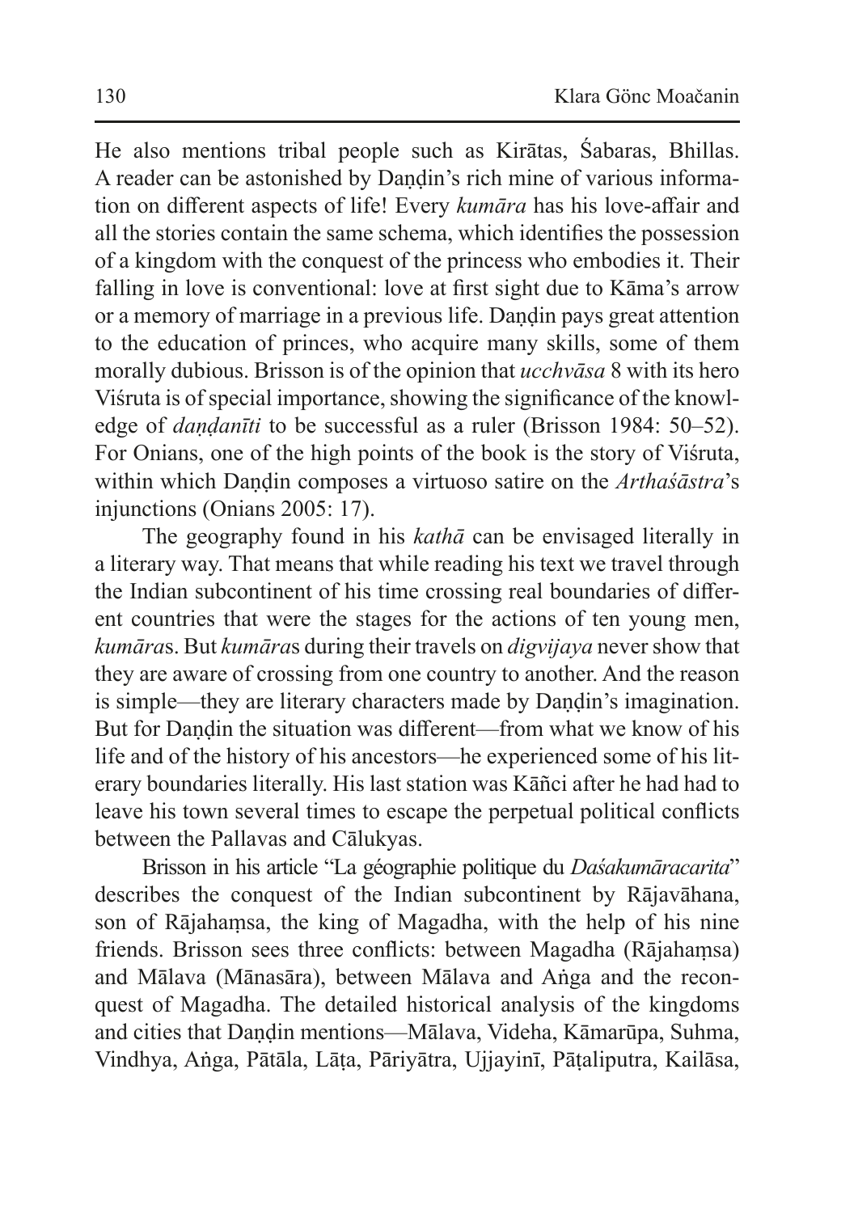He also mentions tribal people such as Kirātas, Śabaras, Bhillas. A reader can be astonished by Daṇḍin's rich mine of various information on different aspects of life! Every *kumāra* has his love-affair and all the stories contain the same schema, which identifies the possession of a kingdom with the conquest of the princess who embodies it. Their falling in love is conventional: love at first sight due to Kāma's arrow or a memory of marriage in a previous life. Daṇḍin pays great attention to the education of princes, who acquire many skills, some of them morally dubious. Brisson is of the opinion that *ucchvāsa* 8 with its hero Viśruta is of special importance, showing the significance of the knowledge of *daṇḍanīti* to be successful as a ruler (Brisson 1984: 50–52). For Onians, one of the high points of the book is the story of Viśruta, within which Daṇḍin composes a virtuoso satire on the *Arthaśāstra*'s injunctions (Onians 2005: 17).

The geography found in his *kathā* can be envisaged literally in a literary way. That means that while reading his text we travel through the Indian subcontinent of his time crossing real boundaries of different countries that were the stages for the actions of ten young men, *kumāra*s. But *kumāra*s during their travels on *digvijaya* never show that they are aware of crossing from one country to another. And the reason is simple—they are literary characters made by Daṇḍin's imagination. But for Daṇḍin the situation was different—from what we know of his life and of the history of his ancestors—he experienced some of his literary boundaries literally. His last station was Kāñci after he had had to leave his town several times to escape the perpetual political conflicts between the Pallavas and Cālukyas.

Brisson in his article "La géographie politique du *Daśakumāracarita*" describes the conquest of the Indian subcontinent by Rājavāhana, son of Rājahaṃsa, the king of Magadha, with the help of his nine friends. Brisson sees three conflicts: between Magadha (Rājahaṃsa) and Mālava (Mānasāra), between Mālava and Aṅga and the reconquest of Magadha. The detailed historical analysis of the kingdoms and cities that Daṇḍin mentions—Mālava, Videha, Kāmarūpa, Suhma, Vindhya, Aṅga, Pātāla, Lāṭa, Pāriyātra, Ujjayinī, Pāṭaliputra, Kailāsa,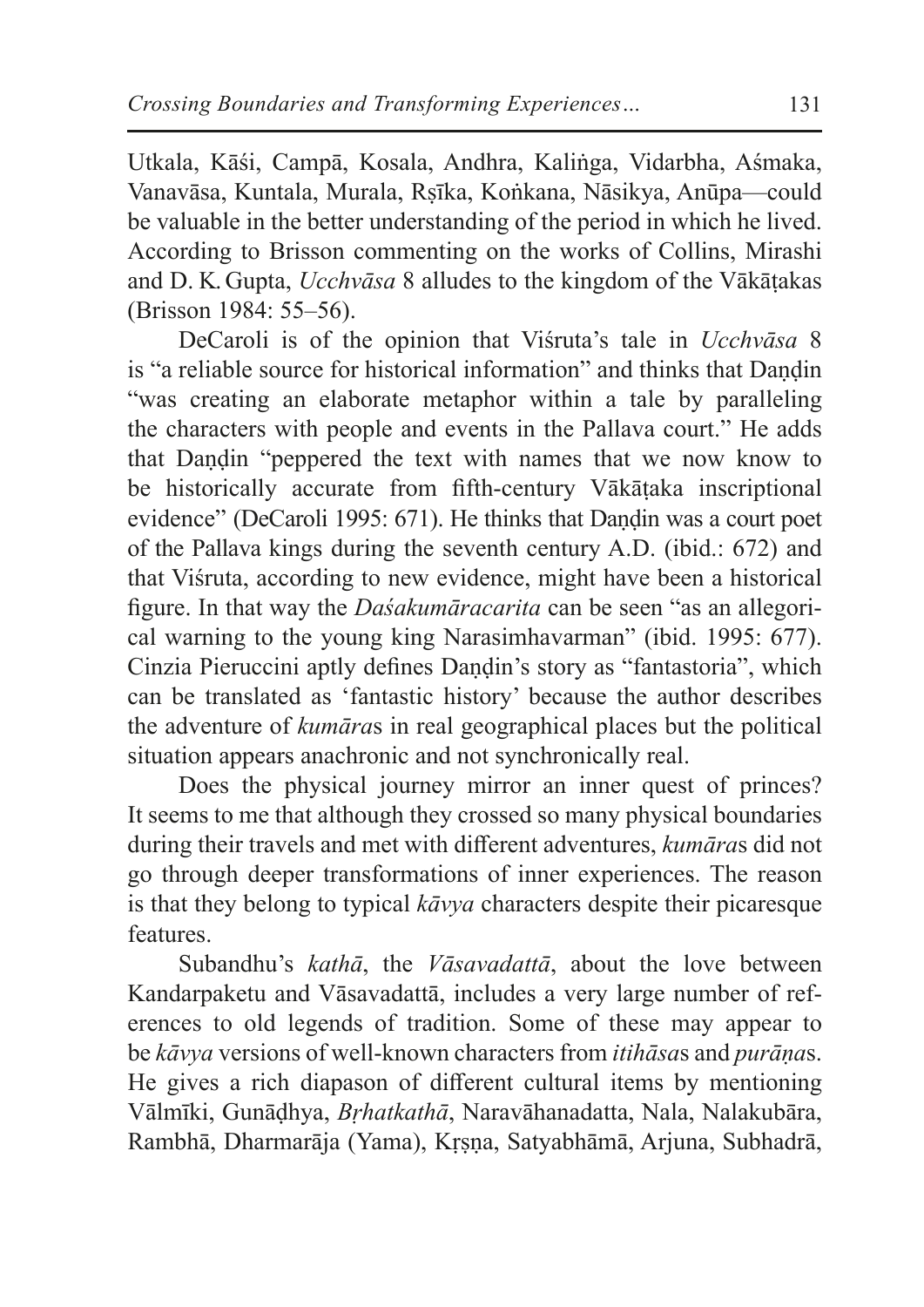Utkala, Kāśi, Campā, Kosala, Andhra, Kaliṅga, Vidarbha, Aśmaka, Vanavāsa, Kuntala, Murala, Ṛṣīka, Koṅkana, Nāsikya, Anūpa—could be valuable in the better understanding of the period in which he lived. According to Brisson commenting on the works of Collins, Mirashi and D. K. Gupta, *Ucchvāsa* 8 alludes to the kingdom of the Vākāṭakas (Brisson 1984: 55–56).

DeCaroli is of the opinion that Viśruta's tale in *Ucchvāsa* 8 is "a reliable source for historical information" and thinks that Daṇḍin "was creating an elaborate metaphor within a tale by paralleling the characters with people and events in the Pallava court." He adds that Daṇḍin "peppered the text with names that we now know to be historically accurate from fifth-century Vākāṭaka inscriptional evidence" (DeCaroli 1995: 671). He thinks that Daṇḍin was a court poet of the Pallava kings during the seventh century A.D. (ibid.: 672) and that Viśruta, according to new evidence, might have been a historical figure. In that way the *Daśakumāracarita* can be seen "as an allegorical warning to the young king Narasimhavarman" (ibid. 1995: 677). Cinzia Pieruccini aptly defines Daṇḍin's story as "fantastoria", which can be translated as 'fantastic history' because the author describes the adventure of *kumāra*s in real geographical places but the political situation appears anachronic and not synchronically real.

Does the physical journey mirror an inner quest of princes? It seems to me that although they crossed so many physical boundaries during their travels and met with different adventures, *kumāra*s did not go through deeper transformations of inner experiences. The reason is that they belong to typical *kāvya* characters despite their picaresque features.

Subandhu's *kathā*, the *Vāsavadattā*, about the love between Kandarpaketu and Vāsavadattā, includes a very large number of references to old legends of tradition. Some of these may appear to be *kāvya* versions of well-known characters from *itihāsa*s and *purāṇa*s. He gives a rich diapason of different cultural items by mentioning Vālmīki, Gunāḍhya, *Bṛhatkathā*, Naravāhanadatta, Nala, Nalakubāra, Rambhā, Dharmarāja (Yama), Kṛṣṇa, Satyabhāmā, Arjuna, Subhadrā,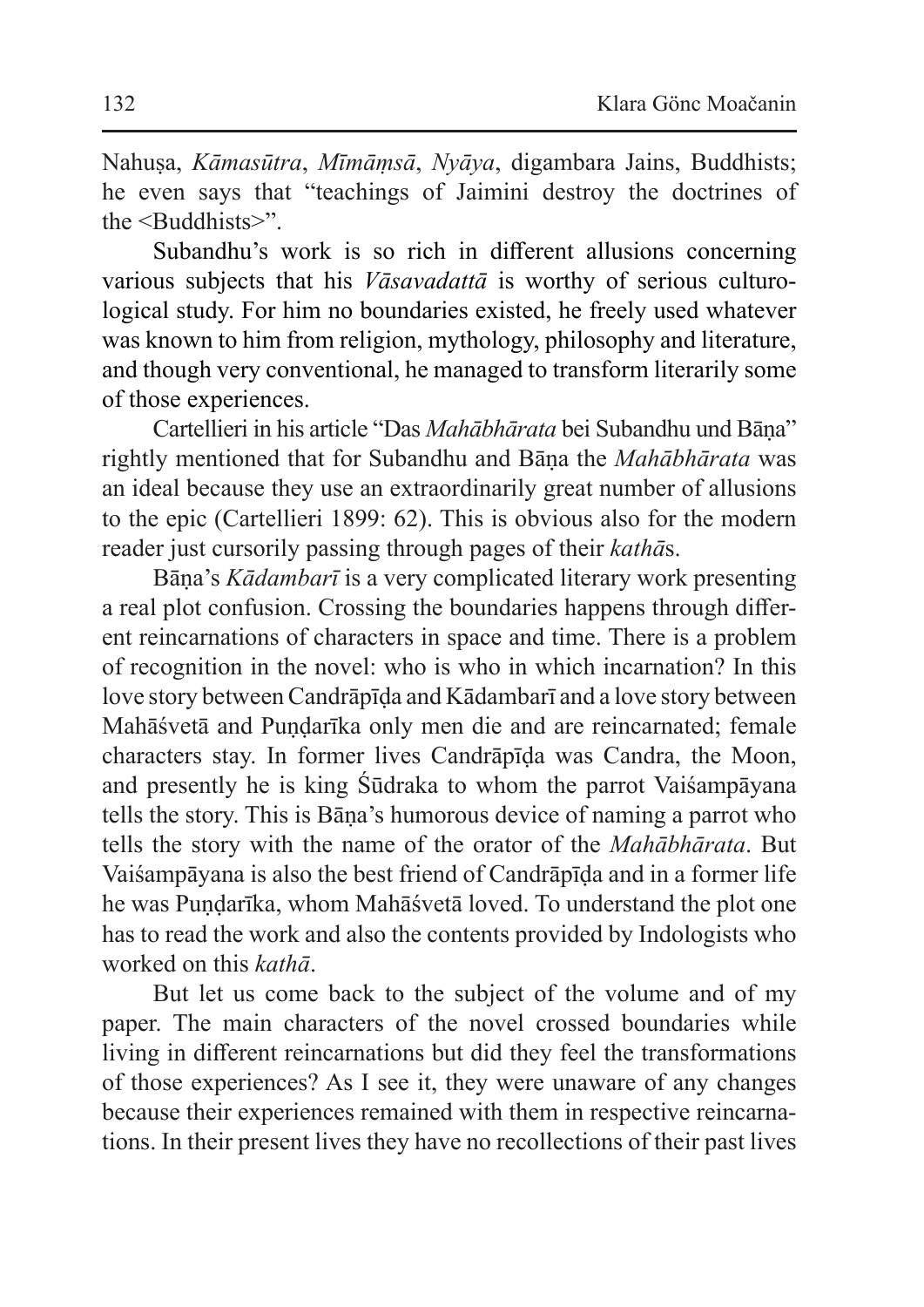Nahuṣa, *Kāmasūtra*, *Mīmāṃsā*, *Nyāya*, digambara Jains, Buddhists; he even says that "teachings of Jaimini destroy the doctrines of the <Buddhists>".

Subandhu's work is so rich in different allusions concerning various subjects that his *Vāsavadattā* is worthy of serious culturological study. For him no boundaries existed, he freely used whatever was known to him from religion, mythology, philosophy and literature, and though very conventional, he managed to transform literarily some of those experiences.

Cartellieri in his article "Das *Mahābhārata* bei Subandhu und Bāṇa" rightly mentioned that for Subandhu and Bāṇa the *Mahābhārata* was an ideal because they use an extraordinarily great number of allusions to the epic (Cartellieri 1899: 62). This is obvious also for the modern reader just cursorily passing through pages of their *kathā*s.

Bāṇa's *Kādambarī* is a very complicated literary work presenting a real plot confusion. Crossing the boundaries happens through different reincarnations of characters in space and time. There is a problem of recognition in the novel: who is who in which incarnation? In this love story between Candrāpīḍa and Kādambarī and a love story between Mahāśvetā and Puṇḍarīka only men die and are reincarnated; female characters stay. In former lives Candrāpīḍa was Candra, the Moon, and presently he is king Śūdraka to whom the parrot Vaiśampāyana tells the story. This is Bāṇa's humorous device of naming a parrot who tells the story with the name of the orator of the *Mahābhārata*. But Vaiśampāyana is also the best friend of Candrāpīḍa and in a former life he was Puṇḍarīka, whom Mahāśvetā loved. To understand the plot one has to read the work and also the contents provided by Indologists who worked on this *kathā*.

But let us come back to the subject of the volume and of my paper. The main characters of the novel crossed boundaries while living in different reincarnations but did they feel the transformations of those experiences? As I see it, they were unaware of any changes because their experiences remained with them in respective reincarnations. In their present lives they have no recollections of their past lives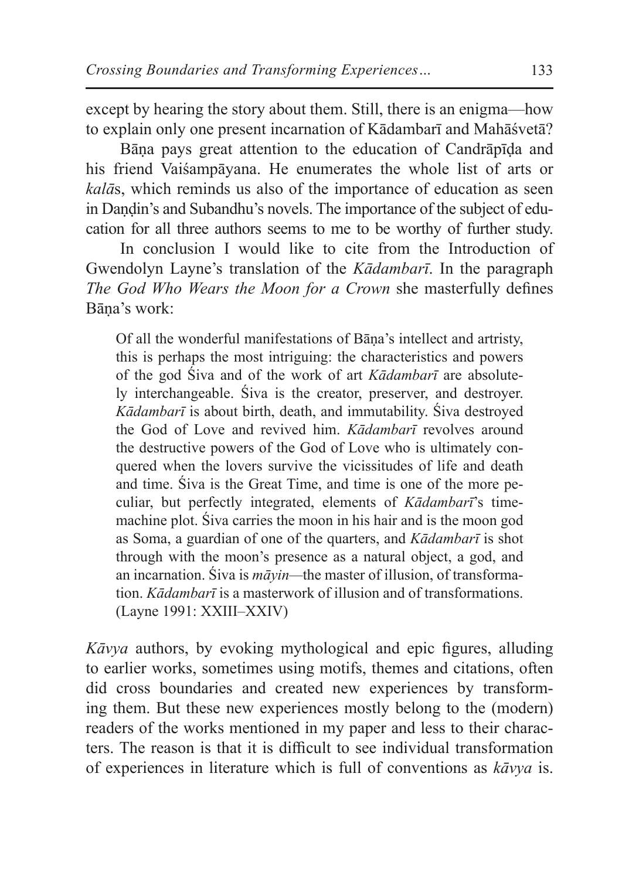except by hearing the story about them. Still, there is an enigma—how to explain only one present incarnation of Kādambarī and Mahāśvetā?

Bāṇa pays great attention to the education of Candrāpīḍa and his friend Vaiśampāyana. He enumerates the whole list of arts or *kalā*s, which reminds us also of the importance of education as seen in Daṇḍin's and Subandhu's novels. The importance of the subject of education for all three authors seems to me to be worthy of further study.

In conclusion I would like to cite from the Introduction of Gwendolyn Layne's translation of the *Kādambarī*. In the paragraph *The God Who Wears the Moon for a Crown* she masterfully defines Bāṇa's work:

> Of all the wonderful manifestations of Bāṇa's intellect and artristy, this is perhaps the most intriguing: the characteristics and powers of the god Śiva and of the work of art *Kādambarī* are absolutely interchangeable. Śiva is the creator, preserver, and destroyer. *Kādambarī* is about birth, death, and immutability. Śiva destroyed the God of Love and revived him. *Kādambarī* revolves around the destructive powers of the God of Love who is ultimately conquered when the lovers survive the vicissitudes of life and death and time. Śiva is the Great Time, and time is one of the more peculiar, but perfectly integrated, elements of *Kādambarī*'s time-machine plot. Śiva carries the moon in his hair and is the moon god as Soma, a guardian of one of the quarters, and *Kādambarī* is shot through with the moon's presence as a natural object, a god, and an incarnation. Śiva is *māyin*—the master of illusion, of transformation. *Kādambarī* is a masterwork of illusion and of transformations. (Layne 1991: XXIII–XXIV)

*Kāvya* authors, by evoking mythological and epic figures, alluding to earlier works, sometimes using motifs, themes and citations, often did cross boundaries and created new experiences by transforming them. But these new experiences mostly belong to the (modern) readers of the works mentioned in my paper and less to their characters. The reason is that it is difficult to see individual transformation of experiences in literature which is full of conventions as *kāvya* is.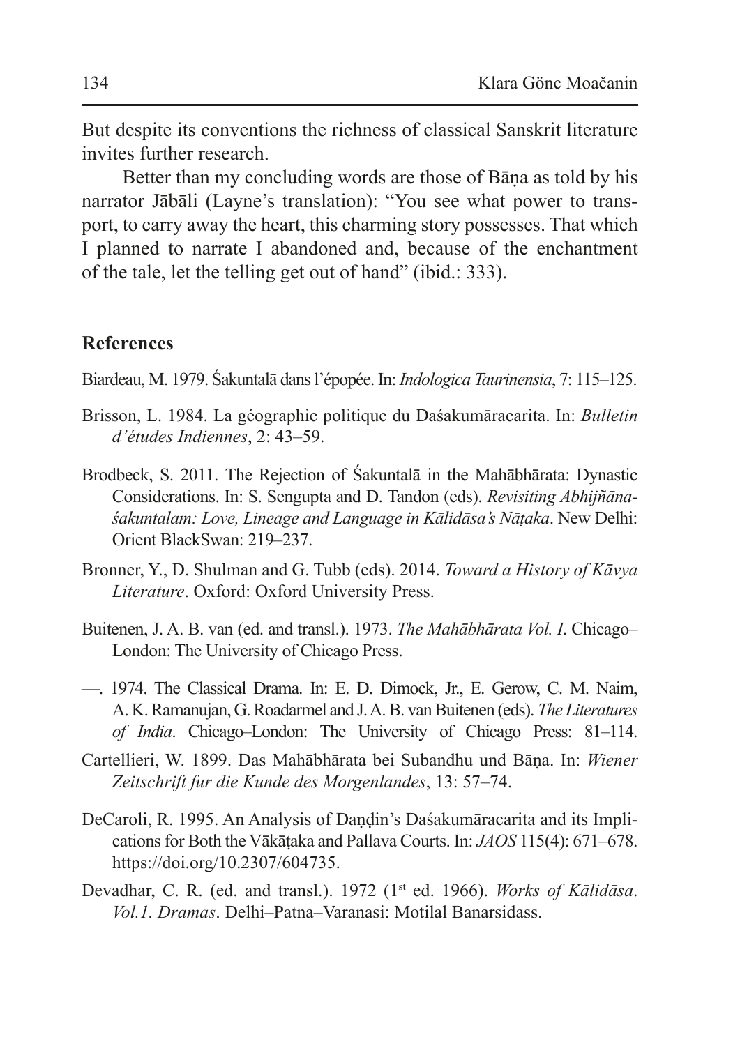But despite its conventions the richness of classical Sanskrit literature invites further research.

Better than my concluding words are those of Bāṇa as told by his narrator Jābāli (Layne's translation): "You see what power to transport, to carry away the heart, this charming story possesses. That which I planned to narrate I abandoned and, because of the enchantment of the tale, let the telling get out of hand" (ibid.: 333).

## References

Biardeau, M. 1979. Śakuntalā dans l'épopée. In: *Indologica Taurinensia*, 7: 115–125.

Brisson, L. 1984. La géographie politique du Daśakumāracarita. In: *Bulletin d'études Indiennes*, 2: 43–59.

Brodbeck, S. 2011. The Rejection of Śakuntalā in the Mahābhārata: Dynastic Considerations. In: S. Sengupta and D. Tandon (eds). *Revisiting Abhijñānaśakuntalam: Love, Lineage and Language in Kālidāsa's Nāṭaka*. New Delhi: Orient BlackSwan: 219–237.

Bronner, Y., D. Shulman and G. Tubb (eds). 2014. *Toward a History of Kāvya Literature*. Oxford: Oxford University Press.

Buitenen, J. A. B. van (ed. and transl.). 1973. *The Mahābhārata Vol. I*. Chicago–London: The University of Chicago Press.

—. 1974. The Classical Drama. In: E. D. Dimock, Jr., E. Gerow, C. M. Naim, A. K. Ramanujan, G. Roadarmel and J. A. B. van Buitenen (eds). *The Literatures of India*. Chicago–London: The University of Chicago Press: 81–114.

Cartellieri, W. 1899. Das Mahābhārata bei Subandhu und Bāṇa. In: *Wiener Zeitschrift fur die Kunde des Morgenlandes*, 13: 57–74.

DeCaroli, R. 1995. An Analysis of Daṇḍin's Daśakumāracarita and its Implications for Both the Vākāṭaka and Pallava Courts. In: *JAOS* 115(4): 671–678. https://doi.org/10.2307/604735.

Devadhar, C. R. (ed. and transl.). 1972 (1st ed. 1966). *Works of Kālidāsa. Vol.1. Dramas*. Delhi–Patna–Varanasi: Motilal Banarsidass.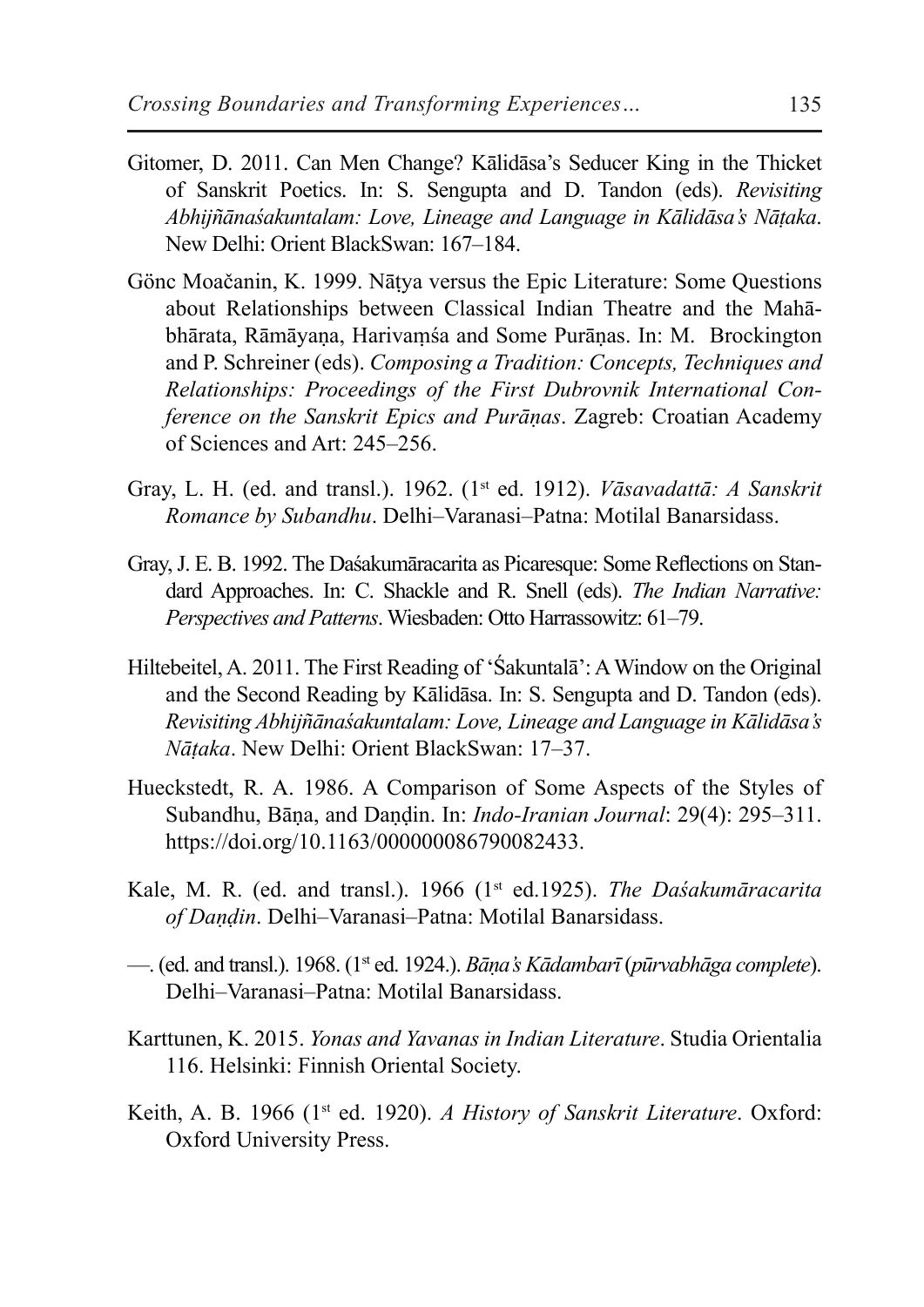Gitomer, D. 2011. Can Men Change? Kālidāsa's Seducer King in the Thicket of Sanskrit Poetics. In: S. Sengupta and D. Tandon (eds). *Revisiting Abhijñānaśakuntalam: Love, Lineage and Language in Kālidāsa's Nāṭaka*. New Delhi: Orient BlackSwan: 167–184.

Gönc Moačanin, K. 1999. Nāṭya versus the Epic Literature: Some Questions about Relationships between Classical Indian Theatre and the Mahābhārata, Rāmāyaṇa, Harivaṃśa and Some Purāṇas. In: M. Brockington and P. Schreiner (eds). *Composing a Tradition: Concepts, Techniques and Relationships: Proceedings of the First Dubrovnik International Conference on the Sanskrit Epics and Purāṇas*. Zagreb: Croatian Academy of Sciences and Art: 245–256.

Gray, L. H. (ed. and transl.). 1962. (1st ed. 1912). *Vāsavadattā: A Sanskrit Romance by Subandhu*. Delhi–Varanasi–Patna: Motilal Banarsidass.

Gray, J. E. B. 1992. The Daśakumāracarita as Picaresque: Some Reflections on Standard Approaches. In: C. Shackle and R. Snell (eds). *The Indian Narrative: Perspectives and Patterns*. Wiesbaden: Otto Harrassowitz: 61–79.

Hiltebeitel, A. 2011. The First Reading of 'Śakuntalā': A Window on the Original and the Second Reading by Kālidāsa. In: S. Sengupta and D. Tandon (eds). *Revisiting Abhijñānaśakuntalam: Love, Lineage and Language in Kālidāsa's Nāṭaka*. New Delhi: Orient BlackSwan: 17–37.

Hueckstedt, R. A. 1986. A Comparison of Some Aspects of the Styles of Subandhu, Bāṇa, and Daṇḍin. In: *Indo-Iranian Journal*: 29(4): 295–311. https://doi.org/10.1163/000000086790082433.

Kale, M. R. (ed. and transl.). 1966 (1st ed.1925). *The Daśakumāracarita of Daṇḍin*. Delhi–Varanasi–Patna: Motilal Banarsidass.

—. (ed. and transl.). 1968. (1st ed. 1924.). *Bāṇa's Kādambarī* (*pūrvabhāga complete*). Delhi–Varanasi–Patna: Motilal Banarsidass.

Karttunen, K. 2015. *Yonas and Yavanas in Indian Literature*. Studia Orientalia 116. Helsinki: Finnish Oriental Society.

Keith, A. B. 1966 (1st ed. 1920). *A History of Sanskrit Literature*. Oxford: Oxford University Press.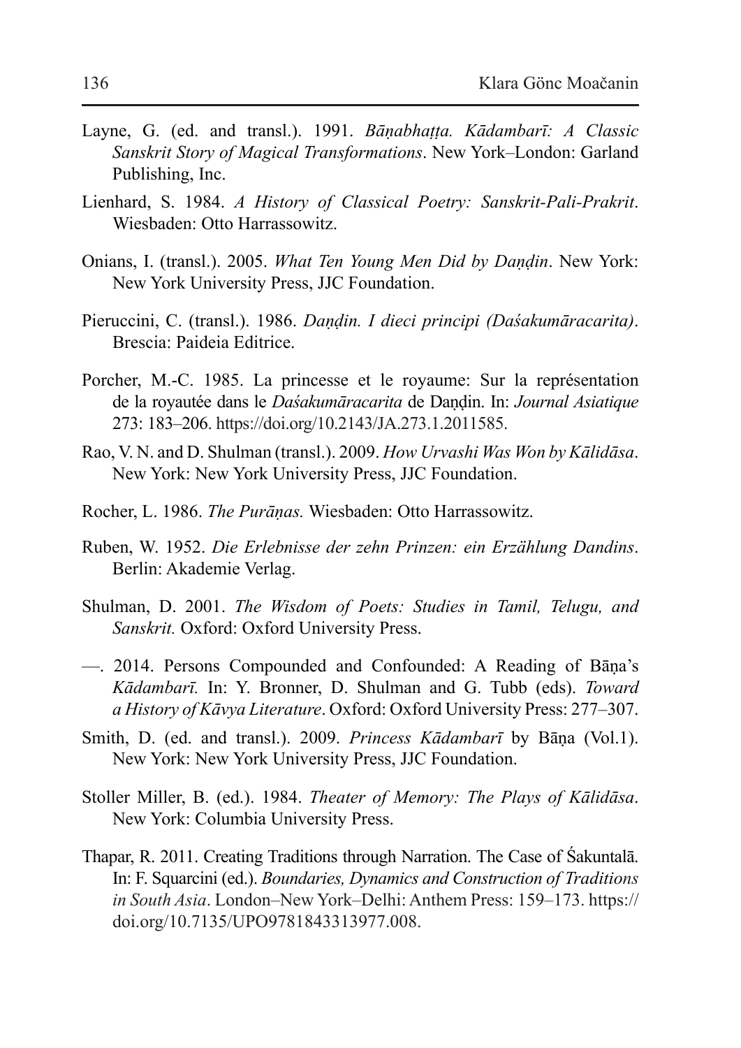Layne, G. (ed. and transl.). 1991. *Bāṇabhaṭṭa. Kādambarī: A Classic Sanskrit Story of Magical Transformations*. New York–London: Garland Publishing, Inc.

Lienhard, S. 1984. *A History of Classical Poetry: Sanskrit-Pali-Prakrit*. Wiesbaden: Otto Harrassowitz.

Onians, I. (transl.). 2005. *What Ten Young Men Did by Daṇḍin*. New York: New York University Press, JJC Foundation.

Pieruccini, C. (transl.). 1986. *Daṇḍin. I dieci principi (Daśakumāracarita)*. Brescia: Paideia Editrice.

Porcher, M.-C. 1985. La princesse et le royaume: Sur la représentation de la royautée dans le *Daśakumāracarita* de Daṇḍin. In: *Journal Asiatique* 273: 183–206. https://doi.org/10.2143/JA.273.1.2011585.

Rao, V. N. and D. Shulman (transl.). 2009. *How Urvashi Was Won by Kālidāsa*. New York: New York University Press, JJC Foundation.

Rocher, L. 1986. *The Purāṇas.* Wiesbaden: Otto Harrassowitz.

Ruben, W. 1952. *Die Erlebnisse der zehn Prinzen: ein Erzählung Dandins*. Berlin: Akademie Verlag.

Shulman, D. 2001. *The Wisdom of Poets: Studies in Tamil, Telugu, and Sanskrit.* Oxford: Oxford University Press.

—. 2014. Persons Compounded and Confounded: A Reading of Bāṇa's *Kādambarī.* In: Y. Bronner, D. Shulman and G. Tubb (eds). *Toward a History of Kāvya Literature*. Oxford: Oxford University Press: 277–307.

Smith, D. (ed. and transl.). 2009. *Princess Kādambarī* by Bāṇa (Vol.1). New York: New York University Press, JJC Foundation.

Stoller Miller, B. (ed.). 1984. *Theater of Memory: The Plays of Kālidāsa*. New York: Columbia University Press.

Thapar, R. 2011. Creating Traditions through Narration. The Case of Śakuntalā. In: F. Squarcini (ed.). *Boundaries, Dynamics and Construction of Traditions in South Asia*. London–New York–Delhi: Anthem Press: 159–173. https://doi.org/10.7135/UPO9781843313977.008.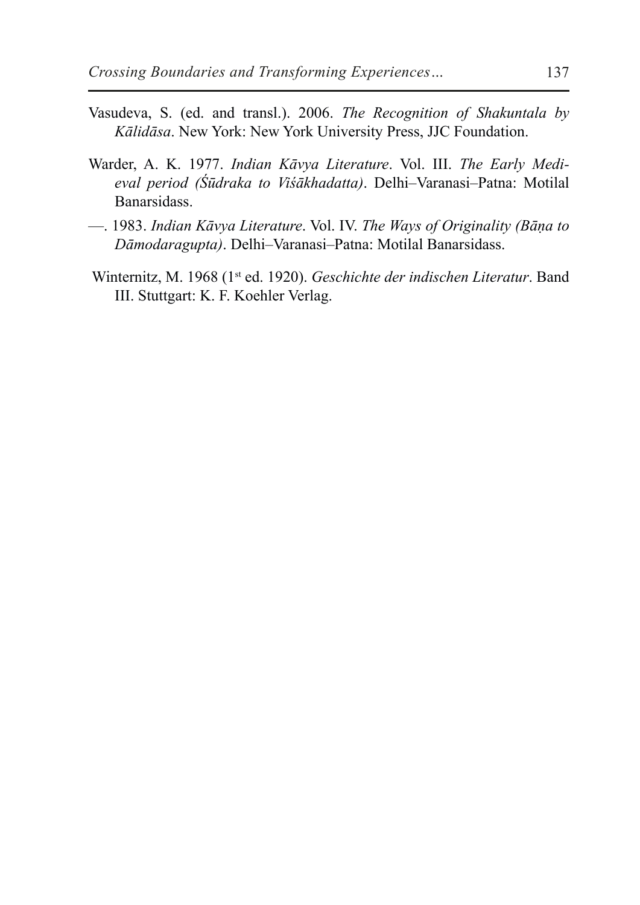Vasudeva, S. (ed. and transl.). 2006. *The Recognition of Shakuntala by Kālidāsa*. New York: New York University Press, JJC Foundation.

Warder, A. K. 1977. *Indian Kāvya Literature*. Vol. III. *The Early Medieval period (Śūdraka to Viśākhadatta)*. Delhi–Varanasi–Patna: Motilal Banarsidass.

—. 1983. *Indian Kāvya Literature*. Vol. IV. *The Ways of Originality (Bāṇa to Dāmodaragupta)*. Delhi–Varanasi–Patna: Motilal Banarsidass.

Winternitz, M. 1968 (1st ed. 1920). *Geschichte der indischen Literatur*. Band III. Stuttgart: K. F. Koehler Verlag.